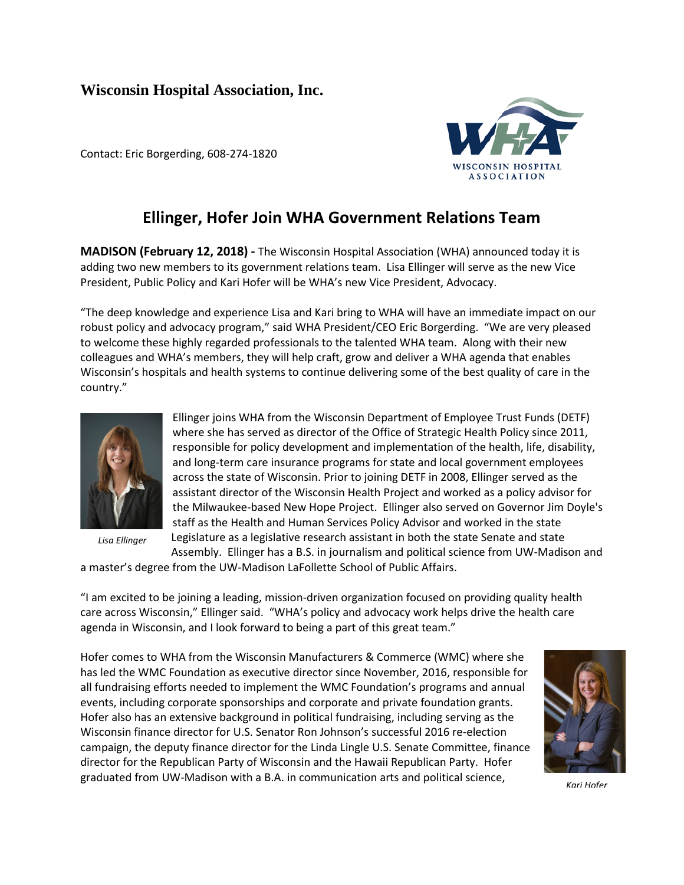**Wisconsin Hospital Association, Inc.**

Contact: Eric Borgerding, 608-274-1820

# Ellinger, Hofer Join WHA Government Relations Team

**MADISON (February 12, 2018) -** The Wisconsin Hospital Association (WHA) announced today it is adding two new members to its government relations team. Lisa Ellinger will serve as the new Vice President, Public Policy and Kari Hofer will be WHA's new Vice President, Advocacy.

"The deep knowledge and experience Lisa and Kari bring to WHA will have an immediate impact on our robust policy and advocacy program," said WHA President/CEO Eric Borgerding. "We are very pleased to welcome these highly regarded professionals to the talented WHA team. Along with their new colleagues and WHA's members, they will help craft, grow and deliver a WHA agenda that enables Wisconsin's hospitals and health systems to continue delivering some of the best quality of care in the country."

*Lisa Ellinger*

Ellinger joins WHA from the Wisconsin Department of Employee Trust Funds (DETF) where she has served as director of the Office of Strategic Health Policy since 2011, responsible for policy development and implementation of the health, life, disability, and long-term care insurance programs for state and local government employees across the state of Wisconsin. Prior to joining DETF in 2008, Ellinger served as the assistant director of the Wisconsin Health Project and worked as a policy advisor for the Milwaukee-based New Hope Project. Ellinger also served on Governor Jim Doyle's staff as the Health and Human Services Policy Advisor and worked in the state Legislature as a legislative research assistant in both the state Senate and state Assembly. Ellinger has a B.S. in journalism and political science from UW-Madison and a master's degree from the UW-Madison LaFollette School of Public Affairs.

"I am excited to be joining a leading, mission-driven organization focused on providing quality health care across Wisconsin," Ellinger said. "WHA's policy and advocacy work helps drive the health care agenda in Wisconsin, and I look forward to being a part of this great team."

Hofer comes to WHA from the Wisconsin Manufacturers & Commerce (WMC) where she has led the WMC Foundation as executive director since November, 2016, responsible for all fundraising efforts needed to implement the WMC Foundation's programs and annual events, including corporate sponsorships and corporate and private foundation grants. Hofer also has an extensive background in political fundraising, including serving as the Wisconsin finance director for U.S. Senator Ron Johnson's successful 2016 re-election campaign, the deputy finance director for the Linda Lingle U.S. Senate Committee, finance director for the Republican Party of Wisconsin and the Hawaii Republican Party. Hofer graduated from UW-Madison with a B.A. in communication arts and political science,

*Kari Hofer*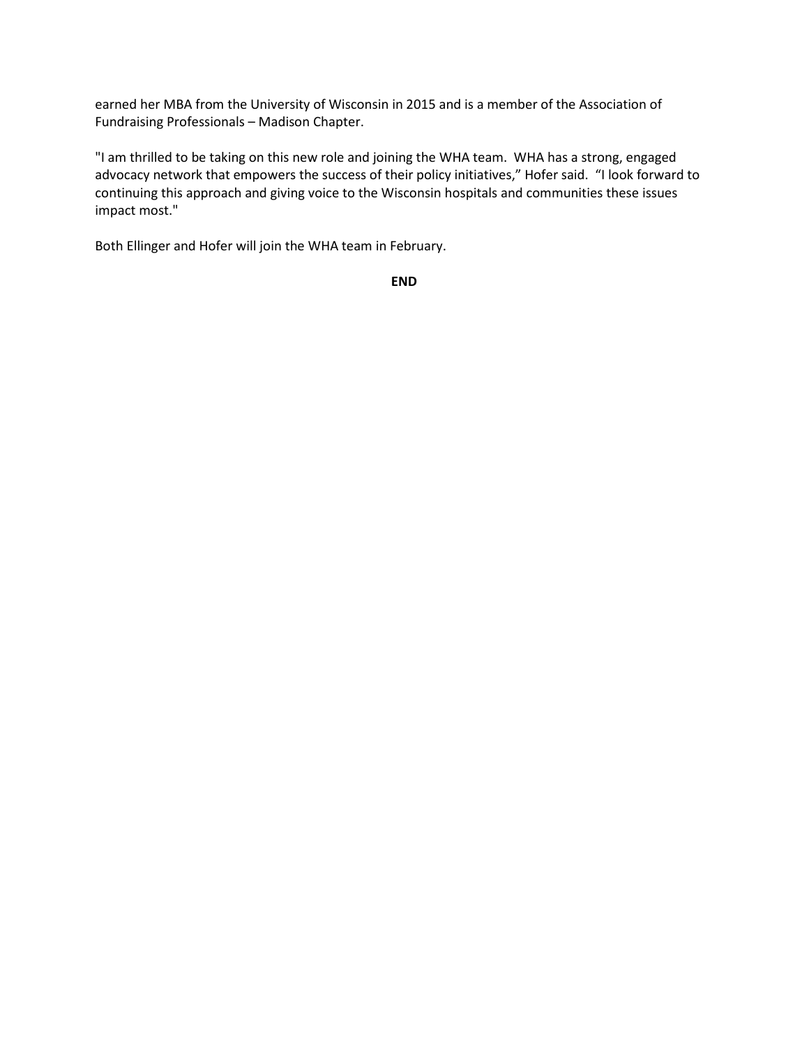earned her MBA from the University of Wisconsin in 2015 and is a member of the Association of Fundraising Professionals – Madison Chapter.

"I am thrilled to be taking on this new role and joining the WHA team.  WHA has a strong, engaged advocacy network that empowers the success of their policy initiatives," Hofer said.  "I look forward to continuing this approach and giving voice to the Wisconsin hospitals and communities these issues impact most."

Both Ellinger and Hofer will join the WHA team in February.

**END**